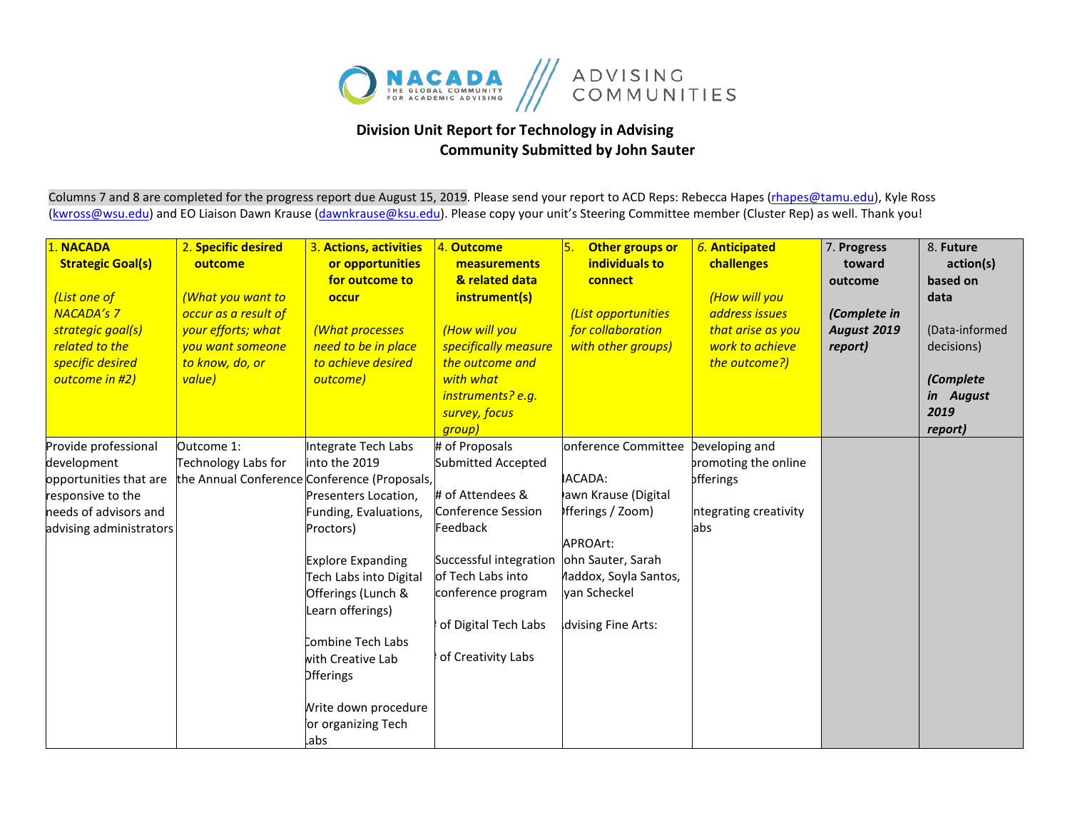NACADA THE GLOBAL COMMUNITY FOR ACADEMIC ADVISING | ADVISING COMMUNITIES

**Division Unit Report for Technology in Advising Community Submitted by John Sauter**

Columns 7 and 8 are completed for the progress report due August 15, 2019. Please send your report to ACD Reps: Rebecca Hapes (rhapes@tamu.edu), Kyle Ross (kwross@wsu.edu) and EO Liaison Dawn Krause (dawnkrause@ksu.edu). Please copy your unit's Steering Committee member (Cluster Rep) as well. Thank you!

| 1. **NACADA Strategic Goal(s)** *(List one of NACADA's 7 strategic goal(s) related to the specific desired outcome in #2)* | 2. **Specific desired outcome** *(What you want to occur as a result of your efforts; what you want someone to know, do, or value)* | 3. **Actions, activities or opportunities for outcome to occur** *(What processes need to be in place to achieve desired outcome)* | 4. **Outcome measurements & related data instrument(s)** *(How will you specifically measure the outcome and with what instruments? e.g. survey, focus group)* | 5. **Other groups or individuals to connect** *(List opportunities for collaboration with other groups)* | 6. **Anticipated challenges** *(How will you address issues that arise as you work to achieve the outcome?)* | 7. **Progress toward outcome** *(Complete in August 2019 report)* | 8. **Future action(s) based on data** (Data-informed decisions) *(Complete in August 2019 report)* |
|---|---|---|---|---|---|---|---|
| Provide professional development opportunities that are responsive to the needs of advisors and advising administrators | Outcome 1: Technology Labs for the Annual Conference | Integrate Tech Labs into the 2019 Conference (Proposals, Presenters Location, Funding, Evaluations, Proctors)<br><br>Explore Expanding Tech Labs into Digital Offerings (Lunch & Learn offerings)<br><br>Combine Tech Labs with Creative Lab Offerings<br><br>Write down procedure for organizing Tech Labs | # of Proposals Submitted Accepted<br><br># of Attendees & Conference Session Feedback<br><br>Successful integration of Tech Labs into conference program<br><br># of Digital Tech Labs<br><br># of Creativity Labs | Conference Committee<br><br>NACADA: Dawn Krause (Digital Offerings / Zoom)<br><br>NAPROArt: John Sauter, Sarah Maddox, Soyla Santos, Ryan Scheckel<br><br>Advising Fine Arts: | Developing and promoting the online offerings<br><br>Integrating creativity labs | | |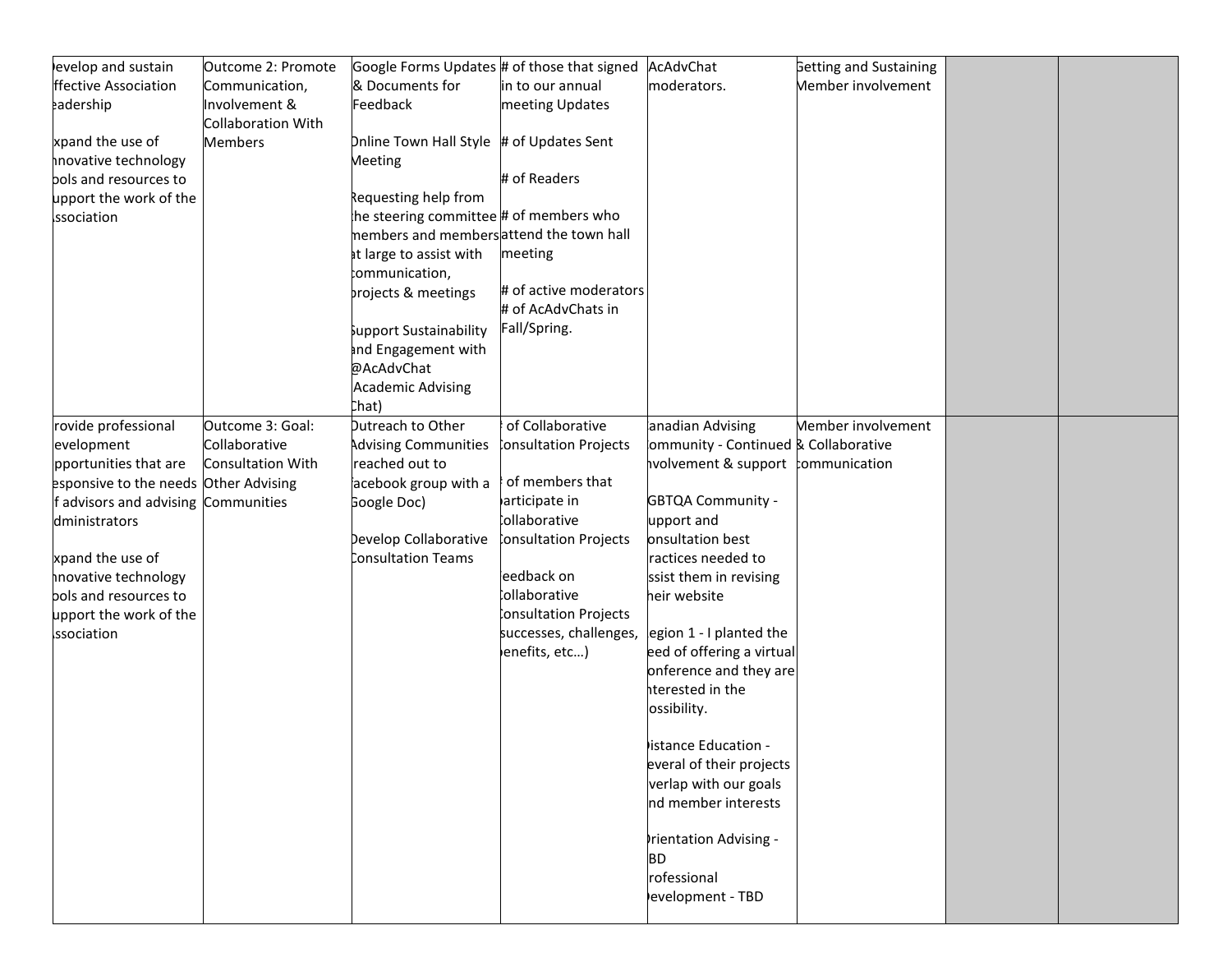| | | | | | | | |
|---|---|---|---|---|---|---|---|
| evelop and sustain ffective Association eadership<br><br>xpand the use of nnovative technology ools and resources to upport the work of the ssociation | Outcome 2: Promote Communication, Involvement & Collaboration With Members | Google Forms Updates & Documents for Feedback<br><br>Online Town Hall Style Meeting<br><br>Requesting help from the steering committee members and members at large to assist with communication, projects & meetings<br><br>Support Sustainability and Engagement with @AcAdvChat (Academic Advising Chat) | # of those that signed in to our annual meeting Updates<br><br># of Updates Sent<br><br># of Readers<br><br># of members who attend the town hall meeting<br><br># of active moderators # of AcAdvChats in Fall/Spring. | AcAdvChat moderators. | Getting and Sustaining Member involvement | | |
| rovide professional evelopment pportunities that are esponsive to the needs f advisors and advising dministrators<br><br>xpand the use of nnovative technology ools and resources to upport the work of the ssociation | Outcome 3: Goal: Collaborative Consultation With Other Advising Communities | Outreach to Other Advising Communities (reached out to Facebook group with a Google Doc)<br><br>Develop Collaborative Consultation Teams | # of Collaborative Consultation Projects<br><br># of members that participate in Collaborative Consultation Projects<br><br>Feedback on Collaborative Consultation Projects (successes, challenges, benefits, etc…) | anadian Advising ommunity - Continued nvolvement & support<br><br>GBTQA Community - upport and onsultation best ractices needed to ssist them in revising heir website<br><br>egion 1 - I planted the eed of offering a virtual onference and they are nterested in the ossibility.<br><br>istance Education - everal of their projects verlap with our goals nd member interests<br><br>rientation Advising - BD<br>rofessional evelopment - TBD | Member involvement & Collaborative communication | | |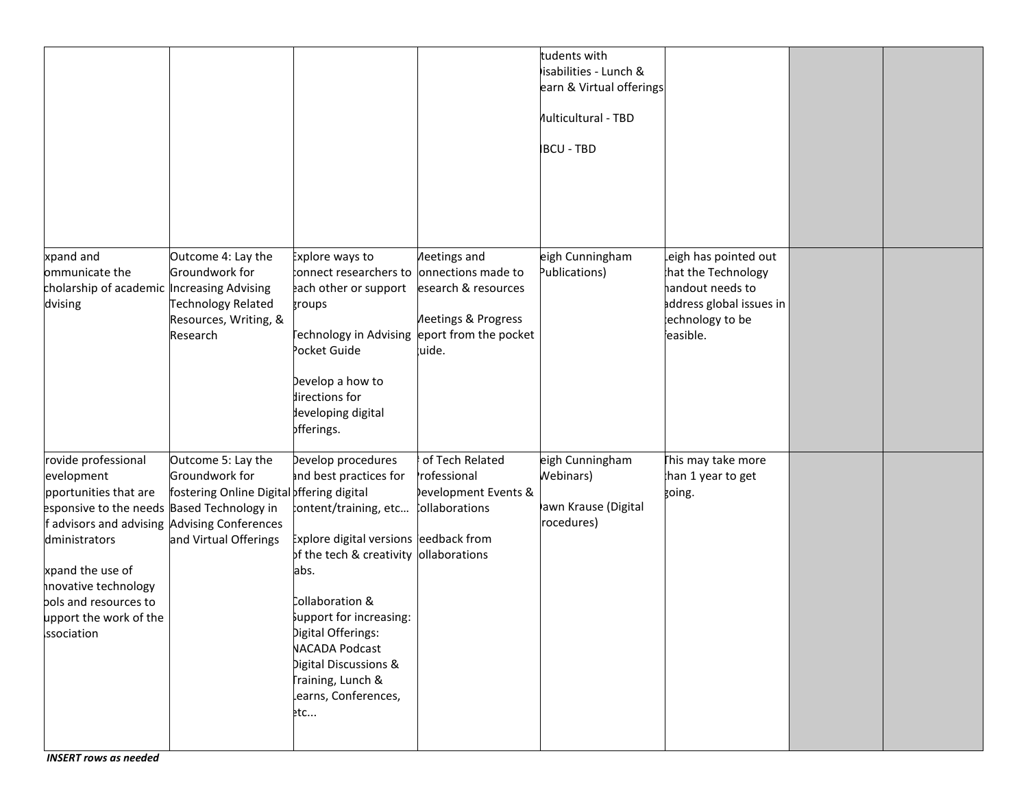| | | | | | | | |
|---|---|---|---|---|---|---|---|
| | | | | tudents with )isabilities - Lunch & earn & Virtual offerings<br><br>/ulticultural - TBD<br><br>IBCU - TBD | | | |
| xpand and ommunicate the cholarship of academic dvising | Outcome 4: Lay the Groundwork for Increasing Advising Technology Related Resources, Writing, & Research | :xplore ways to :onnect researchers to each other or support groups<br><br>Technology in Advising Pocket Guide<br><br>Develop a how to directions for developing digital offerings. | /leetings and onnections made to esearch & resources<br><br>/leetings & Progress eport from the pocket uide. | eigh Cunningham Publications) | Leigh has pointed out that the Technology handout needs to address global issues in technology to be feasible. | | |
| rovide professional evelopment pportunities that are esponsive to the needs f advisors and advising dministrators<br><br>xpand the use of nnovative technology ools and resources to upport the work of the ssociation | Outcome 5: Lay the Groundwork for fostering Online Digital Based Technology in Advising Conferences and Virtual Offerings | Develop procedures and best practices for offering digital content/training, etc...<br><br>Explore digital versions of the tech & creativity abs.<br><br>Collaboration & Support for increasing: Digital Offerings: NACADA Podcast Digital Discussions & Training, Lunch & Learns, Conferences, etc... | of Tech Related Professional Development Events & Collaborations<br><br>eedback from ollaborations | eigh Cunningham Webinars)<br><br>)awn Krause (Digital rocedures) | This may take more than 1 year to get going. | | |

***INSERT rows as needed***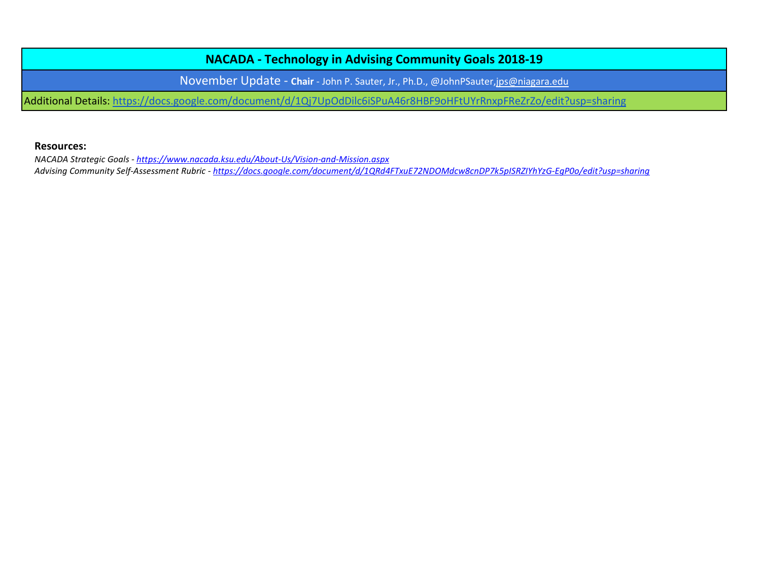**NACADA - Technology in Advising Community Goals 2018-19**

November Update - **Chair** - John P. Sauter, Jr., Ph.D., @JohnPSauter,jps@niagara.edu

Additional Details: https://docs.google.com/document/d/1Qj7UpOdDilc6iSPuA46r8HBF9oHFtUYrRnxpFReZrZo/edit?usp=sharing

**Resources:**

*NACADA Strategic Goals - https://www.nacada.ksu.edu/About-Us/Vision-and-Mission.aspx*

*Advising Community Self-Assessment Rubric - https://docs.google.com/document/d/1QRd4FTxuE72NDOMdcw8cnDP7k5pISRZIYhYzG-EgP0o/edit?usp=sharing*